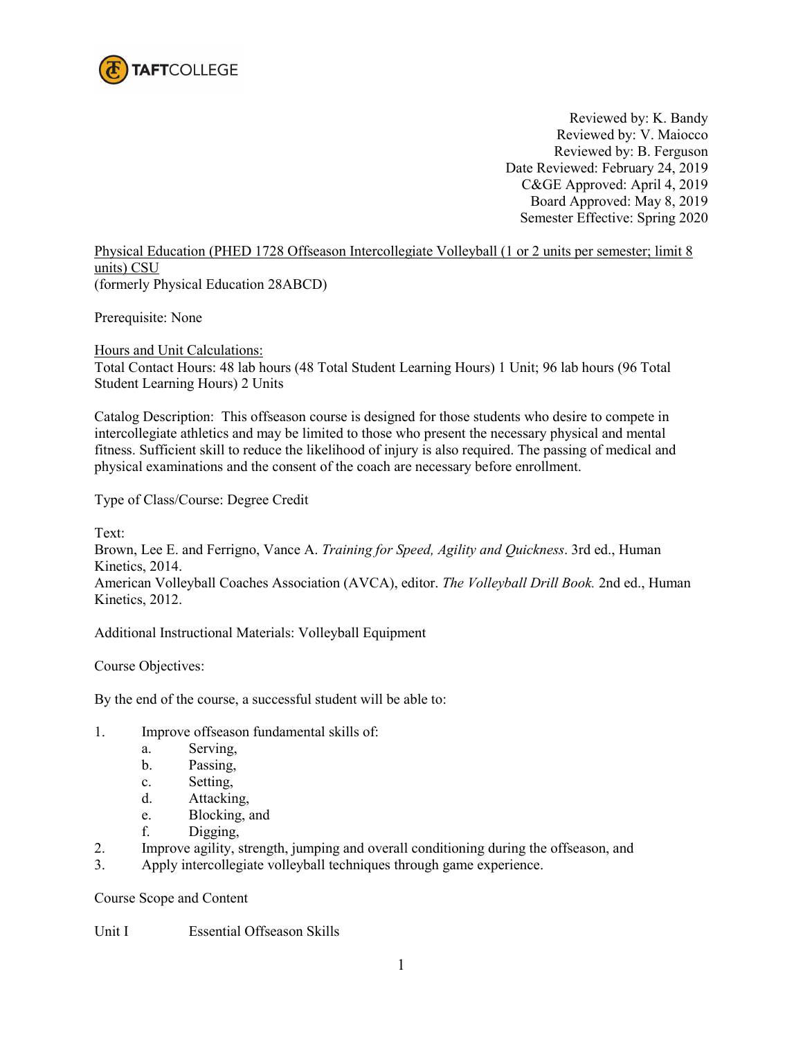TAFTCOLLEGE

Reviewed by: K. Bandy
Reviewed by: V. Maiocco
Reviewed by: B. Ferguson
Date Reviewed: February 24, 2019
C&GE Approved: April 4, 2019
Board Approved: May 8, 2019
Semester Effective: Spring 2020

Physical Education (PHED 1728 Offseason Intercollegiate Volleyball (1 or 2 units per semester; limit 8 units) CSU
(formerly Physical Education 28ABCD)

Prerequisite: None

Hours and Unit Calculations:
Total Contact Hours: 48 lab hours (48 Total Student Learning Hours) 1 Unit; 96 lab hours (96 Total Student Learning Hours) 2 Units

Catalog Description: This offseason course is designed for those students who desire to compete in intercollegiate athletics and may be limited to those who present the necessary physical and mental fitness. Sufficient skill to reduce the likelihood of injury is also required. The passing of medical and physical examinations and the consent of the coach are necessary before enrollment.

Type of Class/Course: Degree Credit

Text:
Brown, Lee E. and Ferrigno, Vance A. *Training for Speed, Agility and Quickness*. 3rd ed., Human Kinetics, 2014.
American Volleyball Coaches Association (AVCA), editor. *The Volleyball Drill Book.* 2nd ed., Human Kinetics, 2012.

Additional Instructional Materials: Volleyball Equipment

Course Objectives:

By the end of the course, a successful student will be able to:

1. Improve offseason fundamental skills of:
   a. Serving,
   b. Passing,
   c. Setting,
   d. Attacking,
   e. Blocking, and
   f. Digging,
2. Improve agility, strength, jumping and overall conditioning during the offseason, and
3. Apply intercollegiate volleyball techniques through game experience.

Course Scope and Content

Unit I Essential Offseason Skills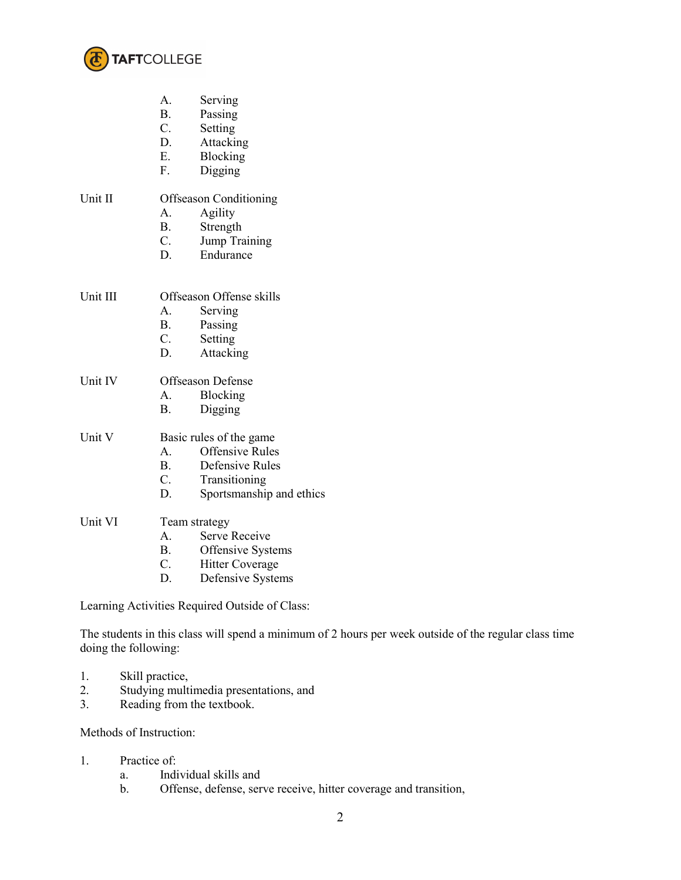A. Serving
B. Passing
C. Setting
D. Attacking
E. Blocking
F. Digging

Unit II Offseason Conditioning
A. Agility
B. Strength
C. Jump Training
D. Endurance

Unit III Offseason Offense skills
A. Serving
B. Passing
C. Setting
D. Attacking

Unit IV Offseason Defense
A. Blocking
B. Digging

Unit V Basic rules of the game
A. Offensive Rules
B. Defensive Rules
C. Transitioning
D. Sportsmanship and ethics

Unit VI Team strategy
A. Serve Receive
B. Offensive Systems
C. Hitter Coverage
D. Defensive Systems

Learning Activities Required Outside of Class:

The students in this class will spend a minimum of 2 hours per week outside of the regular class time doing the following:

1. Skill practice,
2. Studying multimedia presentations, and
3. Reading from the textbook.

Methods of Instruction:

1. Practice of:
   a. Individual skills and
   b. Offense, defense, serve receive, hitter coverage and transition,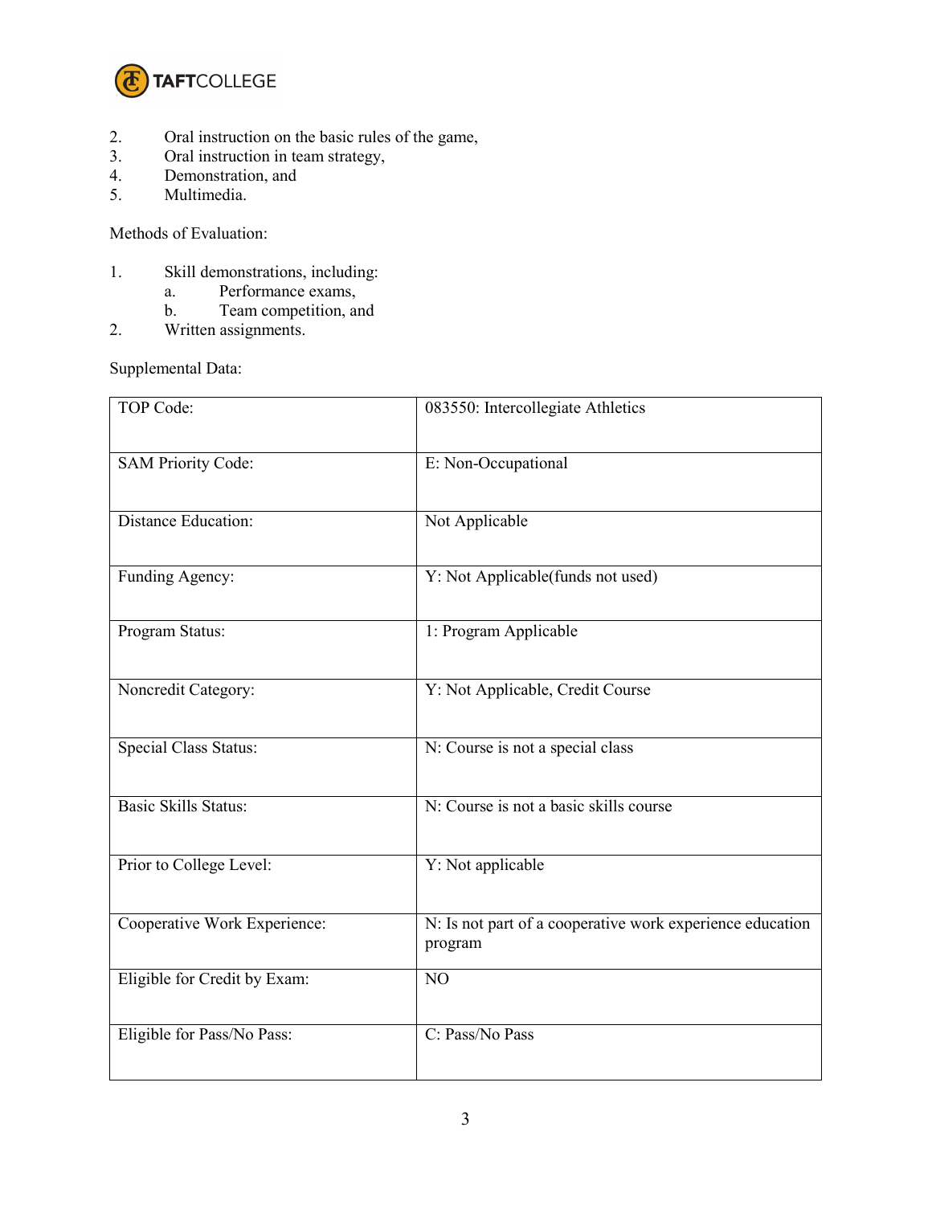2. Oral instruction on the basic rules of the game,
3. Oral instruction in team strategy,
4. Demonstration, and
5. Multimedia.

Methods of Evaluation:

1. Skill demonstrations, including:
    a. Performance exams,
    b. Team competition, and
2. Written assignments.

Supplemental Data:

| | |
|---|---|
| TOP Code: | 083550: Intercollegiate Athletics |
| SAM Priority Code: | E: Non-Occupational |
| Distance Education: | Not Applicable |
| Funding Agency: | Y: Not Applicable(funds not used) |
| Program Status: | 1: Program Applicable |
| Noncredit Category: | Y: Not Applicable, Credit Course |
| Special Class Status: | N: Course is not a special class |
| Basic Skills Status: | N: Course is not a basic skills course |
| Prior to College Level: | Y: Not applicable |
| Cooperative Work Experience: | N: Is not part of a cooperative work experience education program |
| Eligible for Credit by Exam: | NO |
| Eligible for Pass/No Pass: | C: Pass/No Pass |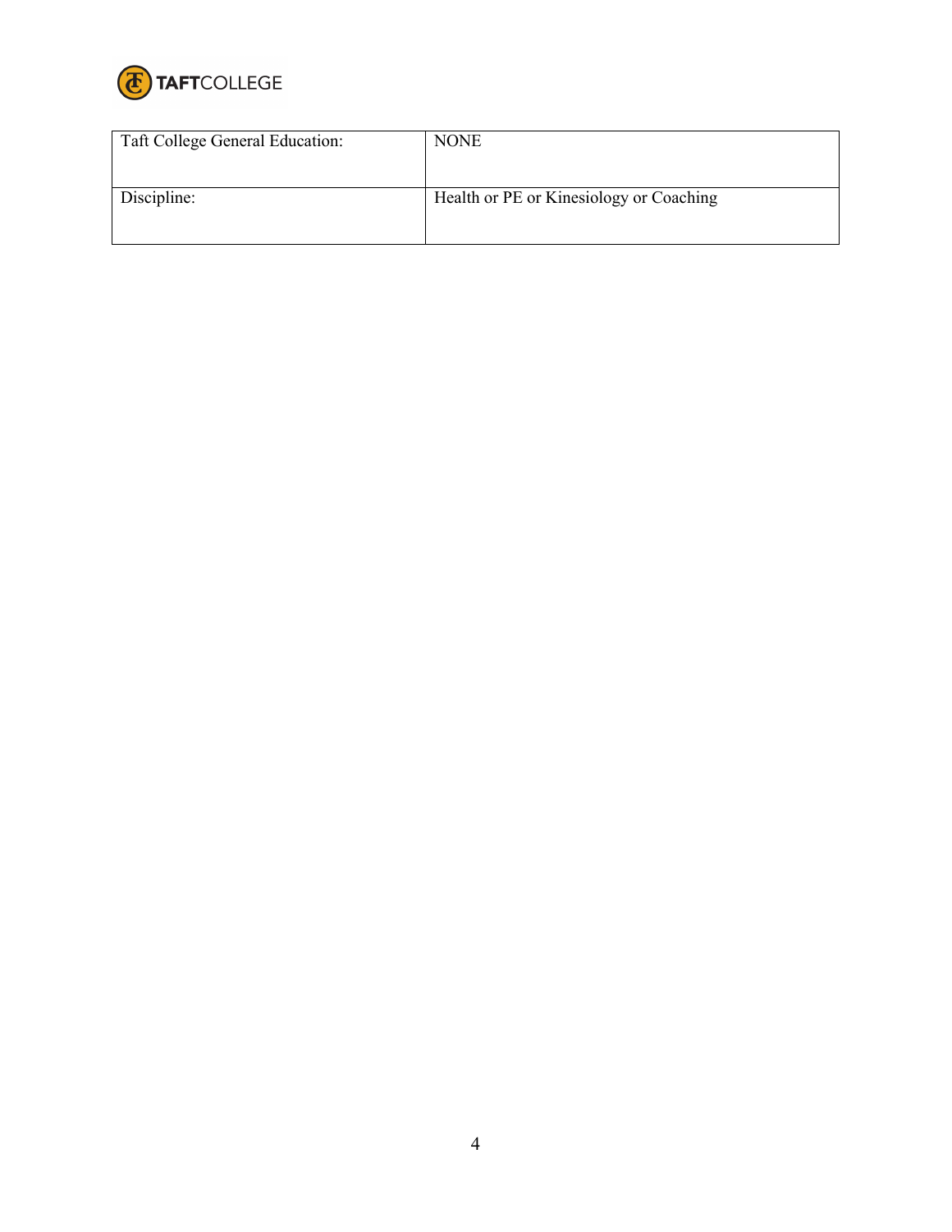| | |
|---|---|
| Taft College General Education: | NONE |
| Discipline: | Health or PE or Kinesiology or Coaching |